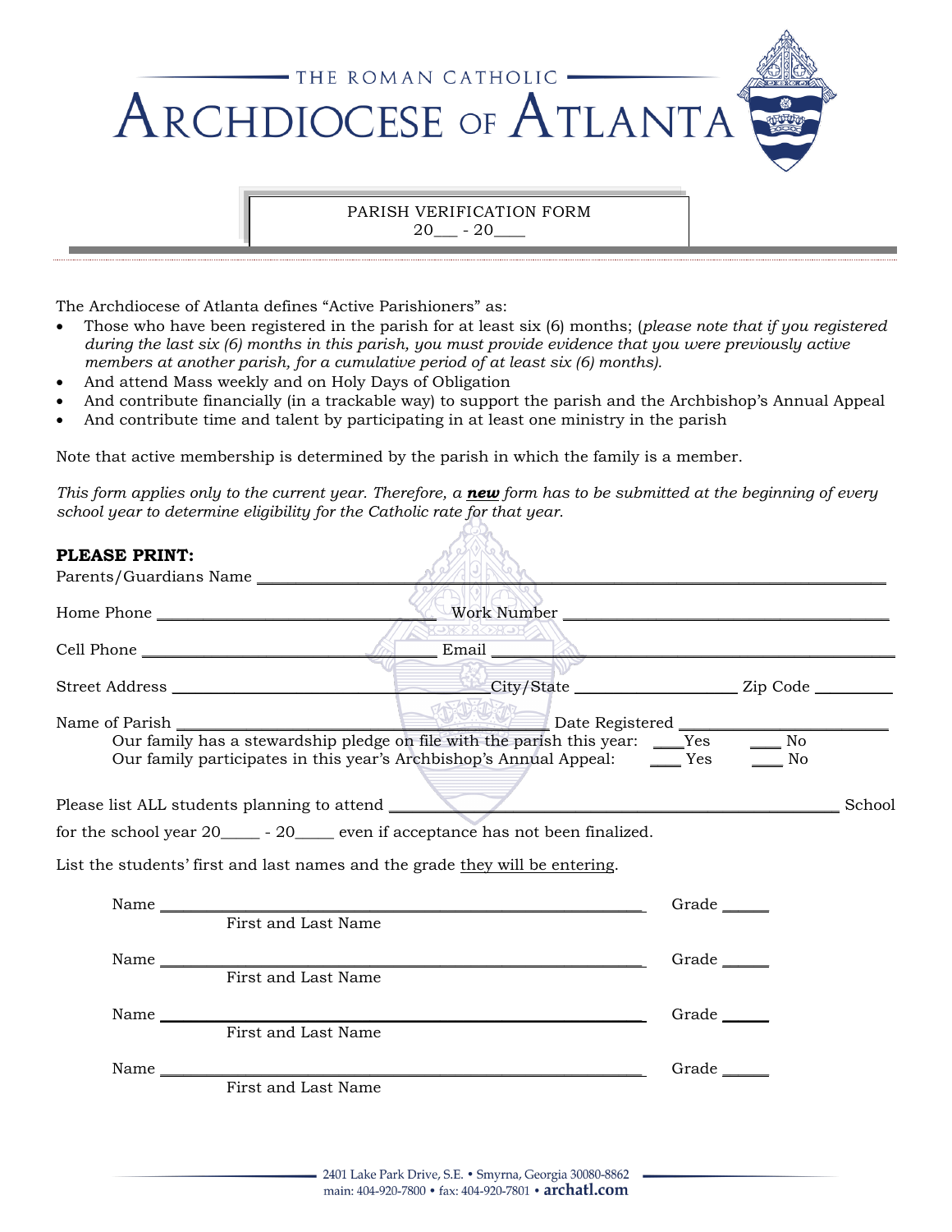THE ROMAN CATHOLIC

# ARCHDIOCESE OF ATLANTA

PARISH VERIFICATION FORM
20___ - 20____

The Archdiocese of Atlanta defines "Active Parishioners" as:

- Those who have been registered in the parish for at least six (6) months; (*please note that if you registered during the last six (6) months in this parish, you must provide evidence that you were previously active members at another parish, for a cumulative period of at least six (6) months).*
- And attend Mass weekly and on Holy Days of Obligation
- And contribute financially (in a trackable way) to support the parish and the Archbishop's Annual Appeal
- And contribute time and talent by participating in at least one ministry in the parish

Note that active membership is determined by the parish in which the family is a member.

*This form applies only to the current year. Therefore, a* ***new*** *form has to be submitted at the beginning of every school year to determine eligibility for the Catholic rate for that year.*

**PLEASE PRINT:**

Parents/Guardians Name ____________________________________________________________

Home Phone ______________________________ Work Number ______________________________

Cell Phone ______________________________ Email ______________________________

Street Address ______________________________ City/State ____________________ Zip Code __________

Name of Parish ______________________________ Date Registered ______________________________

Our family has a stewardship pledge on file with the parish this year: ____Yes ____ No

Our family participates in this year's Archbishop's Annual Appeal: ____ Yes ____ No

Please list ALL students planning to attend ______________________________________________ School

for the school year 20_____ - 20_____ even if acceptance has not been finalized.

List the students' first and last names and the grade they will be entering.

Name ____________________________________________________________ Grade ______
First and Last Name

Name ____________________________________________________________ Grade ______
First and Last Name

Name ____________________________________________________________ Grade ______
First and Last Name

Name ____________________________________________________________ Grade ______
First and Last Name

2401 Lake Park Drive, S.E. • Smyrna, Georgia 30080-8862
main: 404-920-7800 • fax: 404-920-7801 • archatl.com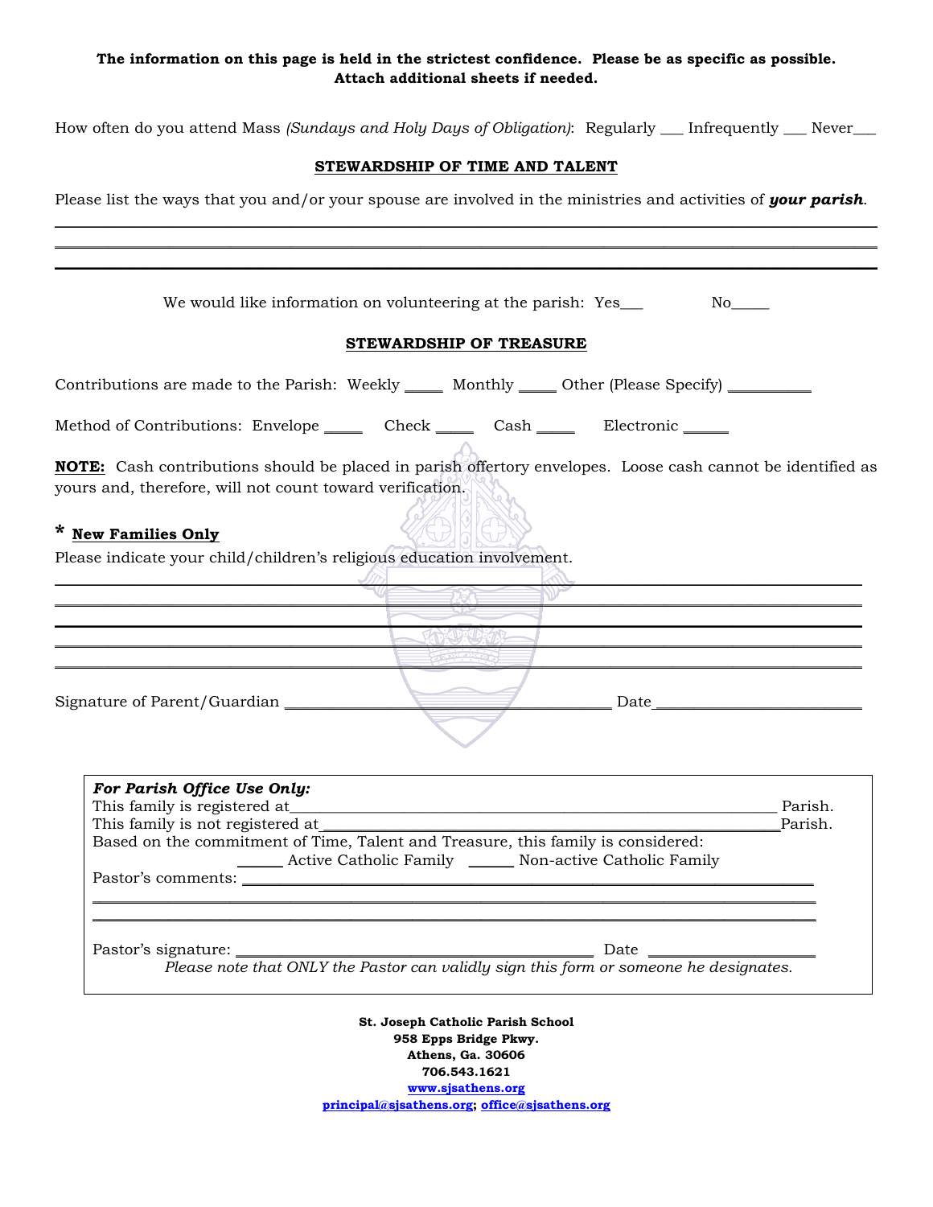**The information on this page is held in the strictest confidence. Please be as specific as possible. Attach additional sheets if needed.**

How often do you attend Mass *(Sundays and Holy Days of Obligation)*: Regularly ___ Infrequently ___ Never___

## STEWARDSHIP OF TIME AND TALENT

Please list the ways that you and/or your spouse are involved in the ministries and activities of ***your parish***.

_______________________________________________________________________________

_______________________________________________________________________________

_______________________________________________________________________________

We would like information on volunteering at the parish: Yes___ No_____

## STEWARDSHIP OF TREASURE

Contributions are made to the Parish: Weekly _____ Monthly _____ Other (Please Specify) __________

Method of Contributions: Envelope _____ Check _____ Cash _____ Electronic ______

**NOTE:** Cash contributions should be placed in parish offertory envelopes. Loose cash cannot be identified as yours and, therefore, will not count toward verification.

**\* New Families Only**

Please indicate your child/children's religious education involvement.

_______________________________________________________________________________

_______________________________________________________________________________

_______________________________________________________________________________

_______________________________________________________________________________

_______________________________________________________________________________

Signature of Parent/Guardian ________________________________________ Date_________________________

***For Parish Office Use Only:***

This family is registered at_______________________________________________________________ Parish.

This family is not registered at____________________________________________________________Parish.

Based on the commitment of Time, Talent and Treasure, this family is considered:

______ Active Catholic Family ______ Non-active Catholic Family

Pastor's comments: _______________________________________________________________________

_______________________________________________________________________________

_______________________________________________________________________________

Pastor's signature: ___________________________________________ Date ____________________

*Please note that ONLY the Pastor can validly sign this form or someone he designates.*

**St. Joseph Catholic Parish School**
**958 Epps Bridge Pkwy.**
**Athens, Ga. 30606**
**706.543.1621**
**www.sjsathens.org**
**principal@sjsathens.org; office@sjsathens.org**